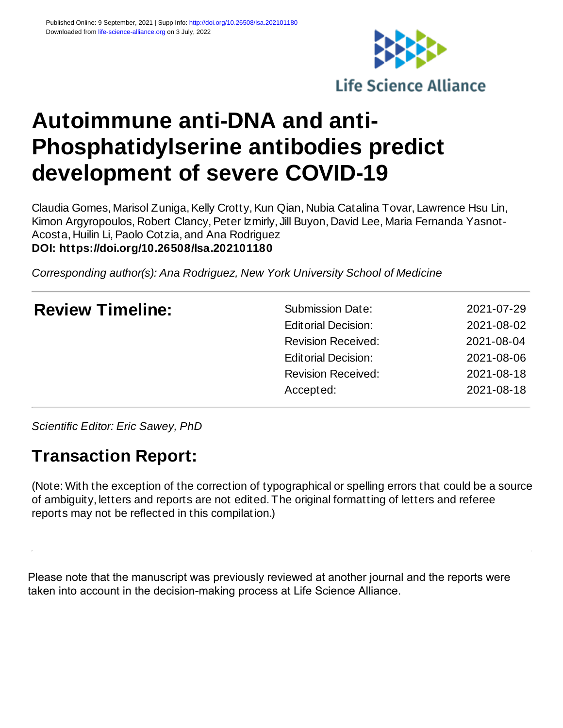Published Online: 9 September, 2021 | Supp Info: http://doi.org/10.26508/lsa.202101180
Downloaded from life-science-alliance.org on 3 July, 2022

Life Science Alliance

# Autoimmune anti-DNA and anti-Phosphatidylserine antibodies predict development of severe COVID-19

Claudia Gomes, Marisol Zuniga, Kelly Crotty, Kun Qian, Nubia Catalina Tovar, Lawrence Hsu Lin, Kimon Argyropoulos, Robert Clancy, Peter Izmirly, Jill Buyon, David Lee, Maria Fernanda Yasnot-Acosta, Huilin Li, Paolo Cotzia, and Ana Rodriguez

**DOI: https://doi.org/10.26508/lsa.202101180**

*Corresponding author(s): Ana Rodriguez, New York University School of Medicine*

## Review Timeline:

| | |
|---|---|
| Submission Date: | 2021-07-29 |
| Editorial Decision: | 2021-08-02 |
| Revision Received: | 2021-08-04 |
| Editorial Decision: | 2021-08-06 |
| Revision Received: | 2021-08-18 |
| Accepted: | 2021-08-18 |

*Scientific Editor: Eric Sawey, PhD*

## Transaction Report:

(Note: With the exception of the correction of typographical or spelling errors that could be a source of ambiguity, letters and reports are not edited. The original formatting of letters and referee reports may not be reflected in this compilation.)

Please note that the manuscript was previously reviewed at another journal and the reports were taken into account in the decision-making process at Life Science Alliance.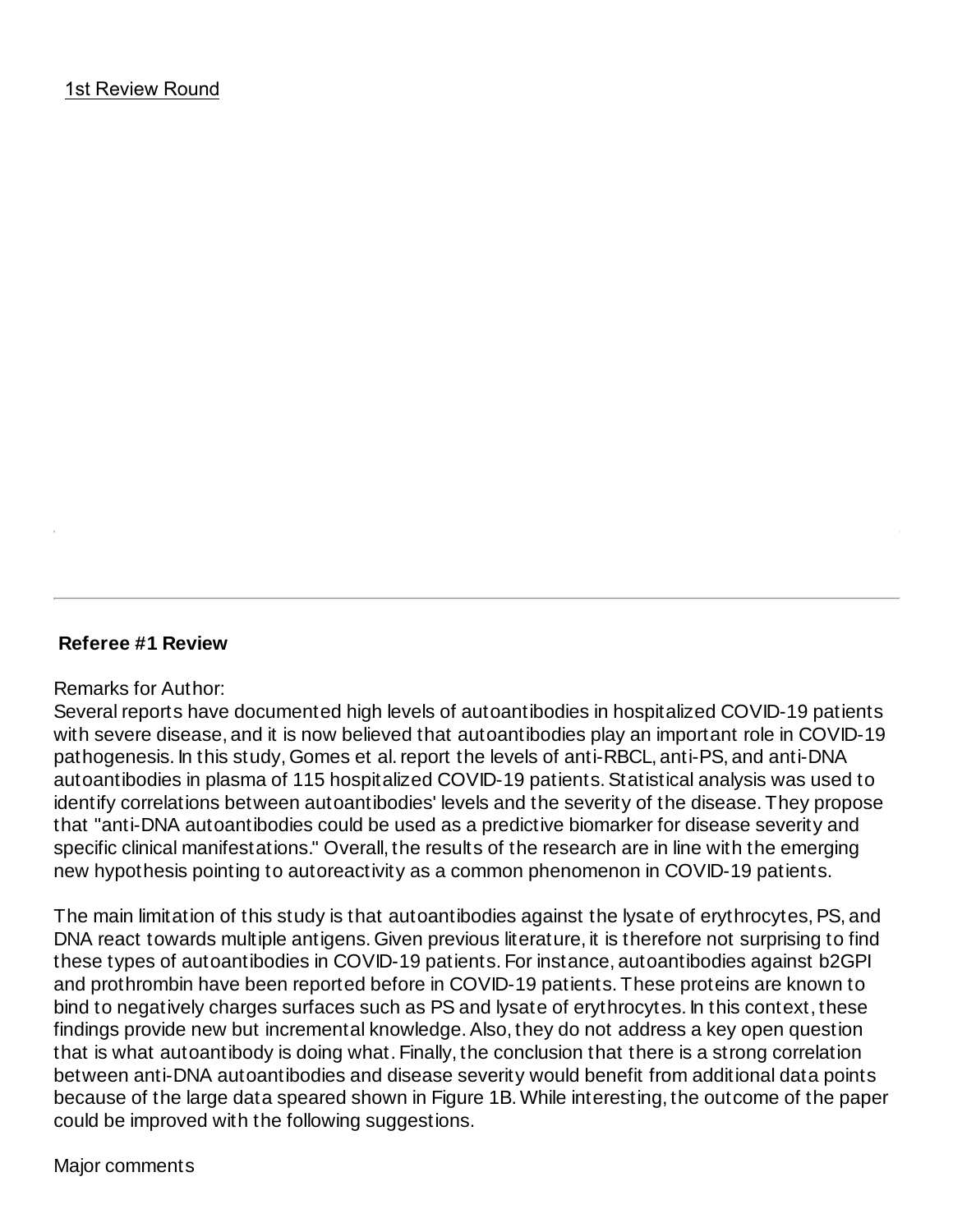1st Review Round

---

**Referee #1 Review**

Remarks for Author:
Several reports have documented high levels of autoantibodies in hospitalized COVID-19 patients with severe disease, and it is now believed that autoantibodies play an important role in COVID-19 pathogenesis. In this study, Gomes et al. report the levels of anti-RBCL, anti-PS, and anti-DNA autoantibodies in plasma of 115 hospitalized COVID-19 patients. Statistical analysis was used to identify correlations between autoantibodies' levels and the severity of the disease. They propose that "anti-DNA autoantibodies could be used as a predictive biomarker for disease severity and specific clinical manifestations." Overall, the results of the research are in line with the emerging new hypothesis pointing to autoreactivity as a common phenomenon in COVID-19 patients.

The main limitation of this study is that autoantibodies against the lysate of erythrocytes, PS, and DNA react towards multiple antigens. Given previous literature, it is therefore not surprising to find these types of autoantibodies in COVID-19 patients. For instance, autoantibodies against b2GPI and prothrombin have been reported before in COVID-19 patients. These proteins are known to bind to negatively charges surfaces such as PS and lysate of erythrocytes. In this context, these findings provide new but incremental knowledge. Also, they do not address a key open question that is what autoantibody is doing what. Finally, the conclusion that there is a strong correlation between anti-DNA autoantibodies and disease severity would benefit from additional data points because of the large data speared shown in Figure 1B. While interesting, the outcome of the paper could be improved with the following suggestions.

Major comments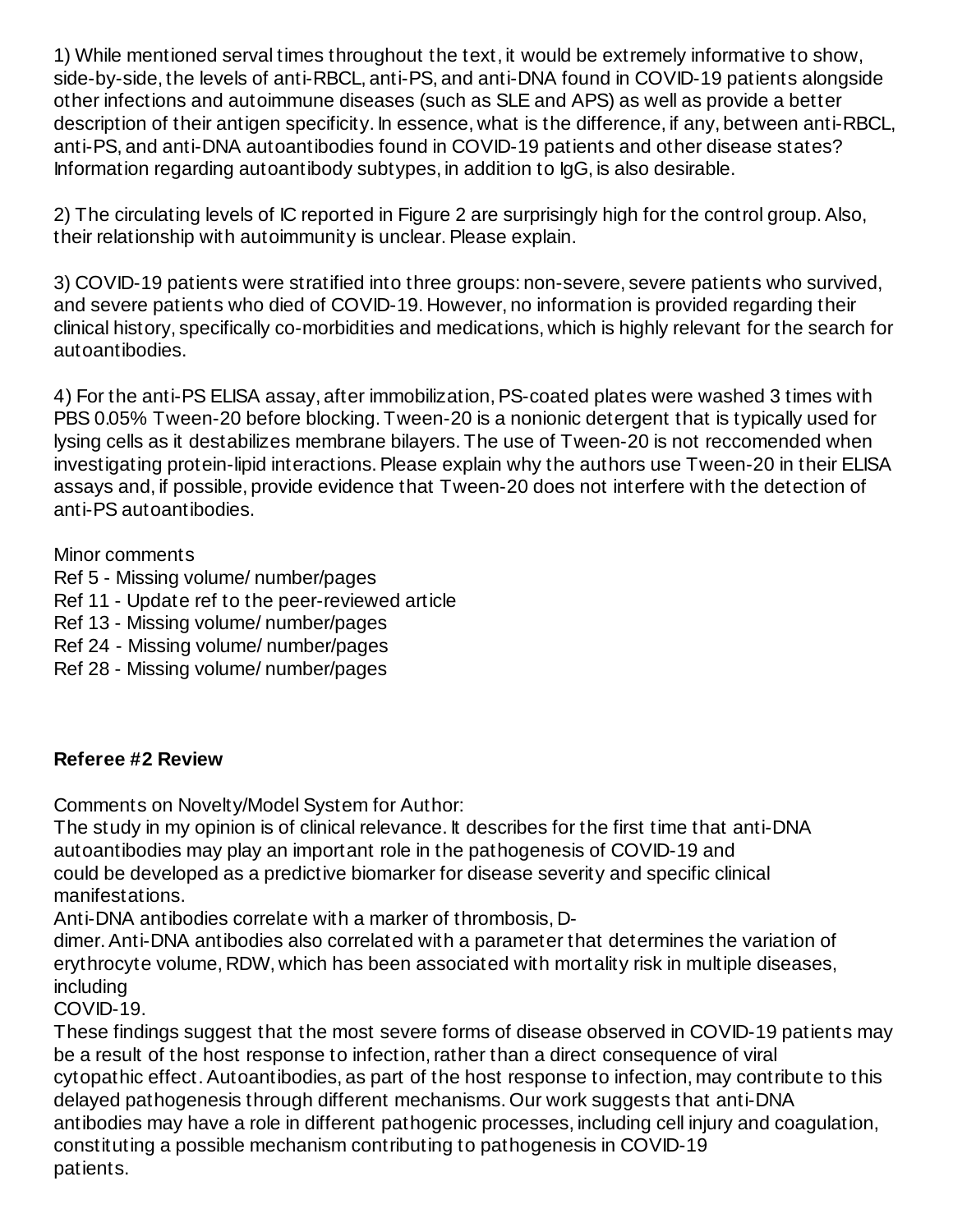1) While mentioned serval times throughout the text, it would be extremely informative to show, side-by-side, the levels of anti-RBCL, anti-PS, and anti-DNA found in COVID-19 patients alongside other infections and autoimmune diseases (such as SLE and APS) as well as provide a better description of their antigen specificity. In essence, what is the difference, if any, between anti-RBCL, anti-PS, and anti-DNA autoantibodies found in COVID-19 patients and other disease states? Information regarding autoantibody subtypes, in addition to IgG, is also desirable.

2) The circulating levels of IC reported in Figure 2 are surprisingly high for the control group. Also, their relationship with autoimmunity is unclear. Please explain.

3) COVID-19 patients were stratified into three groups: non-severe, severe patients who survived, and severe patients who died of COVID-19. However, no information is provided regarding their clinical history, specifically co-morbidities and medications, which is highly relevant for the search for autoantibodies.

4) For the anti-PS ELISA assay, after immobilization, PS-coated plates were washed 3 times with PBS 0.05% Tween-20 before blocking. Tween-20 is a nonionic detergent that is typically used for lysing cells as it destabilizes membrane bilayers. The use of Tween-20 is not reccomended when investigating protein-lipid interactions. Please explain why the authors use Tween-20 in their ELISA assays and, if possible, provide evidence that Tween-20 does not interfere with the detection of anti-PS autoantibodies.

Minor comments

Ref 5 - Missing volume/ number/pages

Ref 11 - Update ref to the peer-reviewed article

Ref 13 - Missing volume/ number/pages

Ref 24 - Missing volume/ number/pages

Ref 28 - Missing volume/ number/pages

**Referee #2 Review**

Comments on Novelty/Model System for Author:

The study in my opinion is of clinical relevance. It describes for the first time that anti-DNA autoantibodies may play an important role in the pathogenesis of COVID-19 and could be developed as a predictive biomarker for disease severity and specific clinical manifestations.

Anti-DNA antibodies correlate with a marker of thrombosis, D-dimer. Anti-DNA antibodies also correlated with a parameter that determines the variation of erythrocyte volume, RDW, which has been associated with mortality risk in multiple diseases, including COVID-19.

These findings suggest that the most severe forms of disease observed in COVID-19 patients may be a result of the host response to infection, rather than a direct consequence of viral cytopathic effect. Autoantibodies, as part of the host response to infection, may contribute to this delayed pathogenesis through different mechanisms. Our work suggests that anti-DNA antibodies may have a role in different pathogenic processes, including cell injury and coagulation, constituting a possible mechanism contributing to pathogenesis in COVID-19 patients.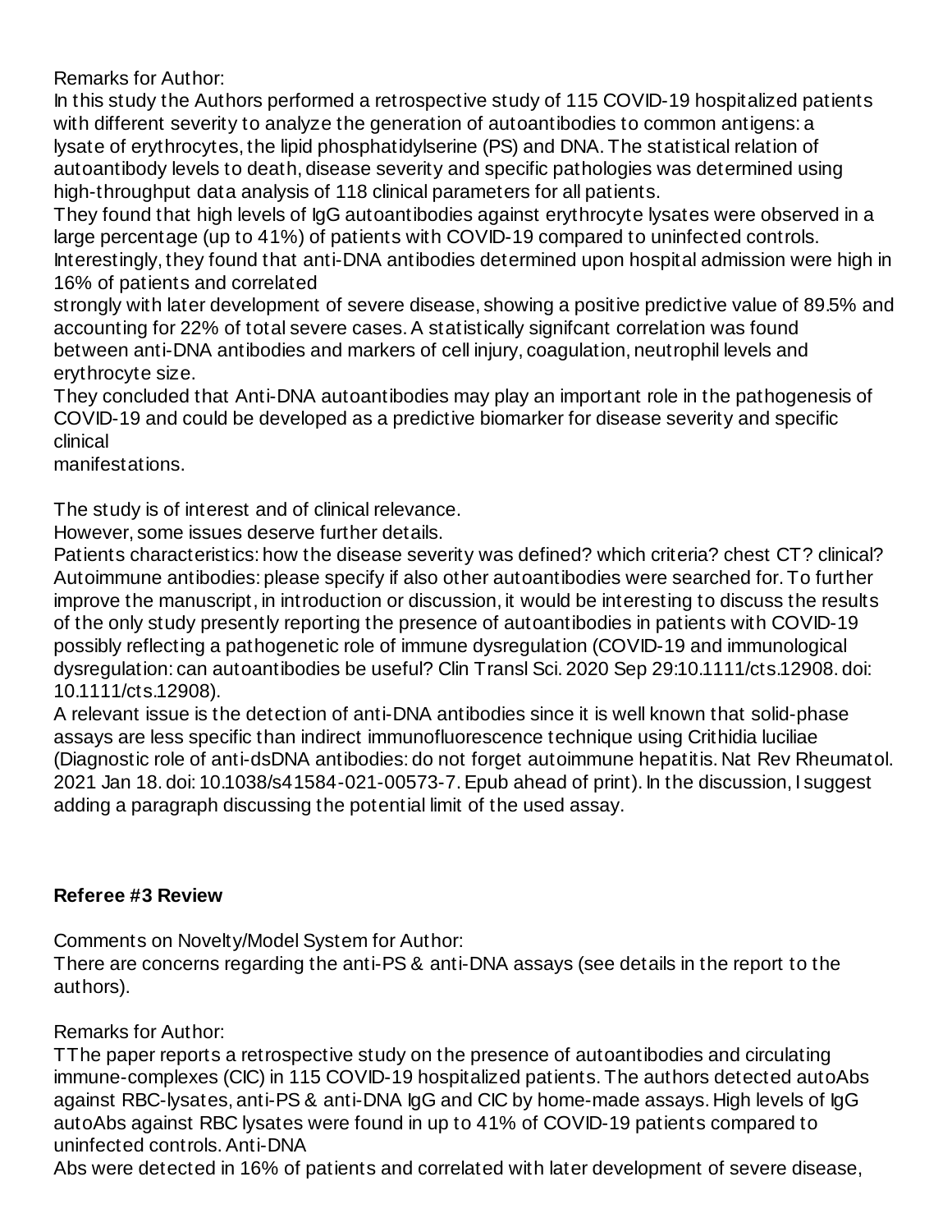Remarks for Author:
In this study the Authors performed a retrospective study of 115 COVID-19 hospitalized patients with different severity to analyze the generation of autoantibodies to common antigens: a lysate of erythrocytes, the lipid phosphatidylserine (PS) and DNA. The statistical relation of autoantibody levels to death, disease severity and specific pathologies was determined using high-throughput data analysis of 118 clinical parameters for all patients.
They found that high levels of IgG autoantibodies against erythrocyte lysates were observed in a large percentage (up to 41%) of patients with COVID-19 compared to uninfected controls.
Interestingly, they found that anti-DNA antibodies determined upon hospital admission were high in 16% of patients and correlated
strongly with later development of severe disease, showing a positive predictive value of 89.5% and accounting for 22% of total severe cases. A statistically signifcant correlation was found between anti-DNA antibodies and markers of cell injury, coagulation, neutrophil levels and erythrocyte size.
They concluded that Anti-DNA autoantibodies may play an important role in the pathogenesis of COVID-19 and could be developed as a predictive biomarker for disease severity and specific clinical
manifestations.

The study is of interest and of clinical relevance.
However, some issues deserve further details.
Patients characteristics: how the disease severity was defined? which criteria? chest CT? clinical?
Autoimmune antibodies: please specify if also other autoantibodies were searched for. To further improve the manuscript, in introduction or discussion, it would be interesting to discuss the results of the only study presently reporting the presence of autoantibodies in patients with COVID-19 possibly reflecting a pathogenetic role of immune dysregulation (COVID-19 and immunological dysregulation: can autoantibodies be useful? Clin Transl Sci. 2020 Sep 29:10.1111/cts.12908. doi: 10.1111/cts.12908).
A relevant issue is the detection of anti-DNA antibodies since it is well known that solid-phase assays are less specific than indirect immunofluorescence technique using Crithidia luciliae (Diagnostic role of anti-dsDNA antibodies: do not forget autoimmune hepatitis. Nat Rev Rheumatol. 2021 Jan 18. doi: 10.1038/s41584-021-00573-7. Epub ahead of print). In the discussion, I suggest adding a paragraph discussing the potential limit of the used assay.

## Referee #3 Review

Comments on Novelty/Model System for Author:
There are concerns regarding the anti-PS & anti-DNA assays (see details in the report to the authors).

Remarks for Author:
TThe paper reports a retrospective study on the presence of autoantibodies and circulating immune-complexes (CIC) in 115 COVID-19 hospitalized patients. The authors detected autoAbs against RBC-lysates, anti-PS & anti-DNA IgG and CIC by home-made assays. High levels of IgG autoAbs against RBC lysates were found in up to 41% of COVID-19 patients compared to uninfected controls. Anti-DNA
Abs were detected in 16% of patients and correlated with later development of severe disease,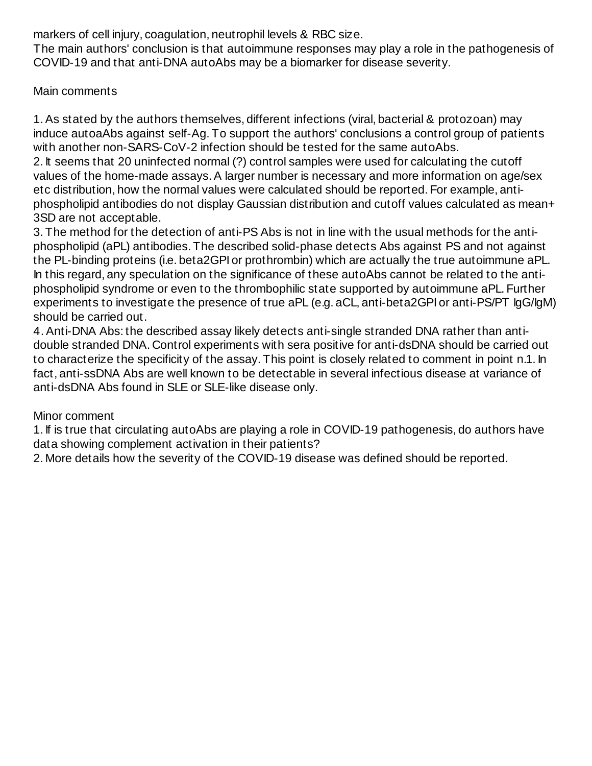markers of cell injury, coagulation, neutrophil levels & RBC size.

The main authors' conclusion is that autoimmune responses may play a role in the pathogenesis of COVID-19 and that anti-DNA autoAbs may be a biomarker for disease severity.

Main comments

1. As stated by the authors themselves, different infections (viral, bacterial & protozoan) may induce autoaAbs against self-Ag. To support the authors' conclusions a control group of patients with another non-SARS-CoV-2 infection should be tested for the same autoAbs.
2. It seems that 20 uninfected normal (?) control samples were used for calculating the cutoff values of the home-made assays. A larger number is necessary and more information on age/sex etc distribution, how the normal values were calculated should be reported. For example, anti-phospholipid antibodies do not display Gaussian distribution and cutoff values calculated as mean+ 3SD are not acceptable.
3. The method for the detection of anti-PS Abs is not in line with the usual methods for the anti-phospholipid (aPL) antibodies. The described solid-phase detects Abs against PS and not against the PL-binding proteins (i.e. beta2GPI or prothrombin) which are actually the true autoimmune aPL. In this regard, any speculation on the significance of these autoAbs cannot be related to the anti-phospholipid syndrome or even to the thrombophilic state supported by autoimmune aPL. Further experiments to investigate the presence of true aPL (e.g. aCL, anti-beta2GPI or anti-PS/PT IgG/IgM) should be carried out.
4. Anti-DNA Abs: the described assay likely detects anti-single stranded DNA rather than anti-double stranded DNA. Control experiments with sera positive for anti-dsDNA should be carried out to characterize the specificity of the assay. This point is closely related to comment in point n.1. In fact, anti-ssDNA Abs are well known to be detectable in several infectious disease at variance of anti-dsDNA Abs found in SLE or SLE-like disease only.

Minor comment

1. If is true that circulating autoAbs are playing a role in COVID-19 pathogenesis, do authors have data showing complement activation in their patients?
2. More details how the severity of the COVID-19 disease was defined should be reported.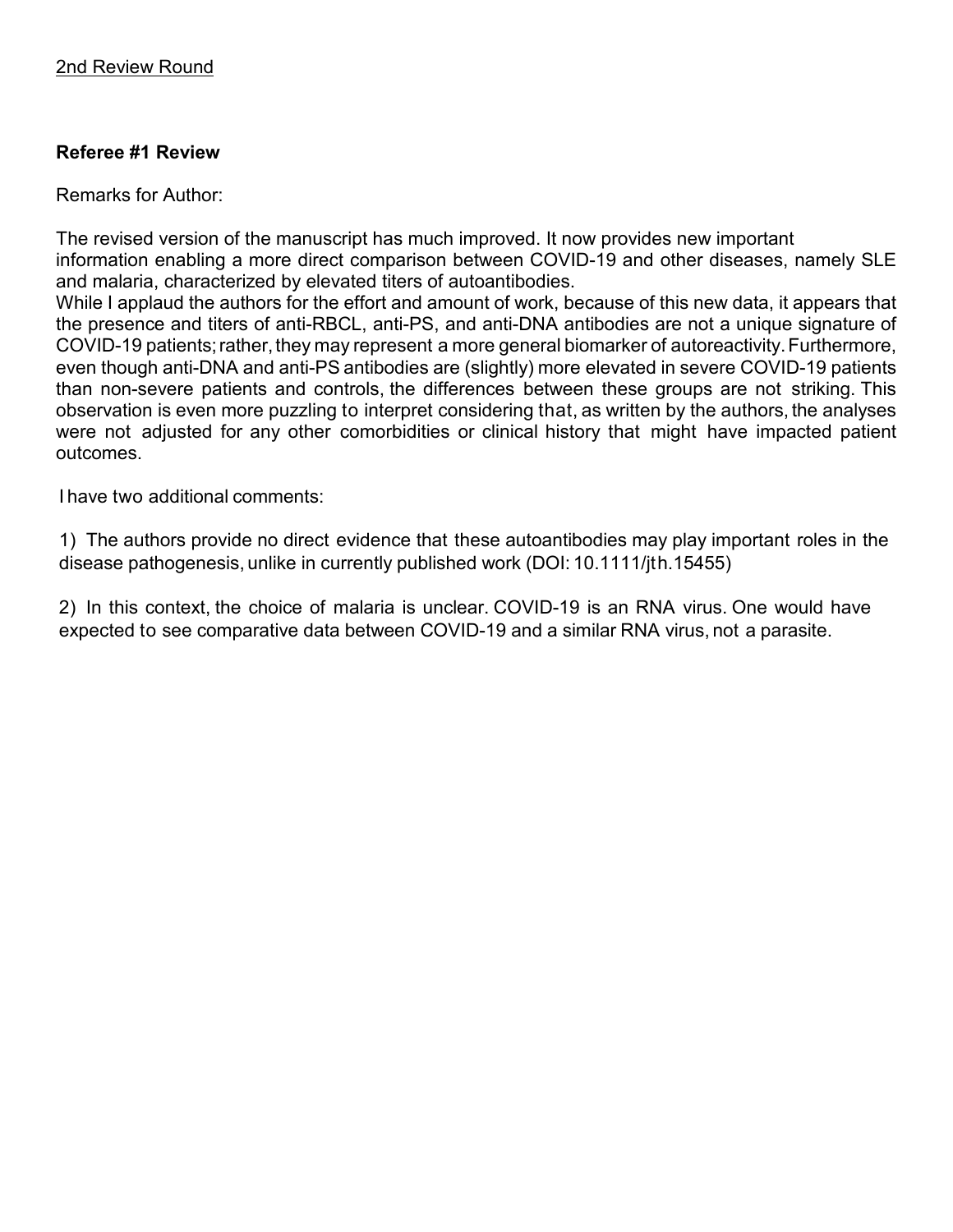2nd Review Round

**Referee #1 Review**

Remarks for Author:

The revised version of the manuscript has much improved. It now provides new important information enabling a more direct comparison between COVID-19 and other diseases, namely SLE and malaria, characterized by elevated titers of autoantibodies.
While I applaud the authors for the effort and amount of work, because of this new data, it appears that the presence and titers of anti-RBCL, anti-PS, and anti-DNA antibodies are not a unique signature of COVID-19 patients; rather, they may represent a more general biomarker of autoreactivity. Furthermore, even though anti-DNA and anti-PS antibodies are (slightly) more elevated in severe COVID-19 patients than non-severe patients and controls, the differences between these groups are not striking. This observation is even more puzzling to interpret considering that, as written by the authors, the analyses were not adjusted for any other comorbidities or clinical history that might have impacted patient outcomes.

I have two additional comments:

1) The authors provide no direct evidence that these autoantibodies may play important roles in the disease pathogenesis, unlike in currently published work (DOI: 10.1111/jth.15455)

2) In this context, the choice of malaria is unclear. COVID-19 is an RNA virus. One would have expected to see comparative data between COVID-19 and a similar RNA virus, not a parasite.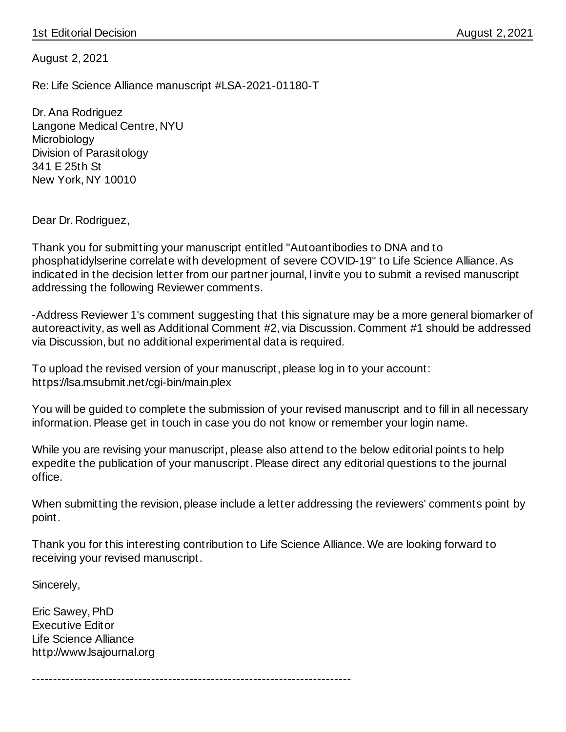August 2, 2021

Re: Life Science Alliance manuscript #LSA-2021-01180-T

Dr. Ana Rodriguez
Langone Medical Centre, NYU
Microbiology
Division of Parasitology
341 E 25th St
New York, NY 10010

Dear Dr. Rodriguez,

Thank you for submitting your manuscript entitled "Autoantibodies to DNA and to phosphatidylserine correlate with development of severe COVID-19" to Life Science Alliance. As indicated in the decision letter from our partner journal, I invite you to submit a revised manuscript addressing the following Reviewer comments.

-Address Reviewer 1's comment suggesting that this signature may be a more general biomarker of autoreactivity, as well as Additional Comment #2, via Discussion. Comment #1 should be addressed via Discussion, but no additional experimental data is required.

To upload the revised version of your manuscript, please log in to your account: https://lsa.msubmit.net/cgi-bin/main.plex

You will be guided to complete the submission of your revised manuscript and to fill in all necessary information. Please get in touch in case you do not know or remember your login name.

While you are revising your manuscript, please also attend to the below editorial points to help expedite the publication of your manuscript. Please direct any editorial questions to the journal office.

When submitting the revision, please include a letter addressing the reviewers' comments point by point.

Thank you for this interesting contribution to Life Science Alliance. We are looking forward to receiving your revised manuscript.

Sincerely,

Eric Sawey, PhD
Executive Editor
Life Science Alliance
http://www.lsajournal.org

---------------------------------------------------------------------------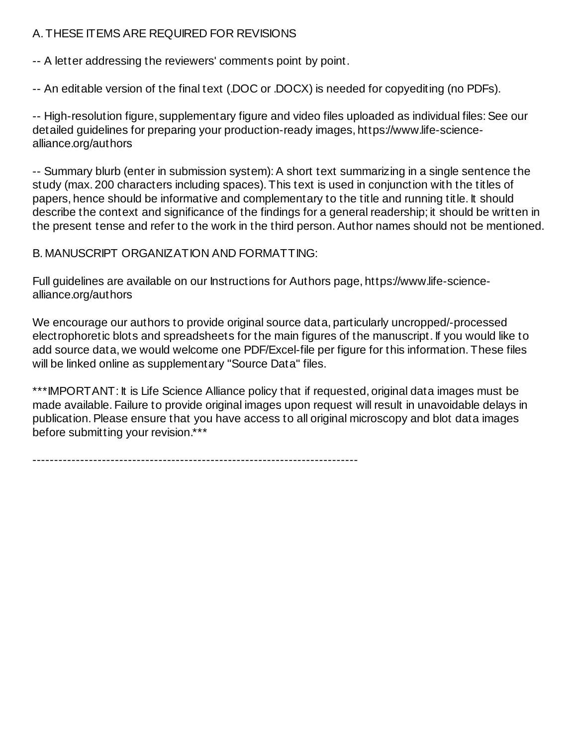A. THESE ITEMS ARE REQUIRED FOR REVISIONS

-- A letter addressing the reviewers' comments point by point.

-- An editable version of the final text (.DOC or .DOCX) is needed for copyediting (no PDFs).

-- High-resolution figure, supplementary figure and video files uploaded as individual files: See our detailed guidelines for preparing your production-ready images, https://www.life-science-alliance.org/authors

-- Summary blurb (enter in submission system): A short text summarizing in a single sentence the study (max. 200 characters including spaces). This text is used in conjunction with the titles of papers, hence should be informative and complementary to the title and running title. It should describe the context and significance of the findings for a general readership; it should be written in the present tense and refer to the work in the third person. Author names should not be mentioned.

B. MANUSCRIPT ORGANIZATION AND FORMATTING:

Full guidelines are available on our Instructions for Authors page, https://www.life-science-alliance.org/authors

We encourage our authors to provide original source data, particularly uncropped/-processed electrophoretic blots and spreadsheets for the main figures of the manuscript. If you would like to add source data, we would welcome one PDF/Excel-file per figure for this information. These files will be linked online as supplementary "Source Data" files.

***IMPORTANT: It is Life Science Alliance policy that if requested, original data images must be made available. Failure to provide original images upon request will result in unavoidable delays in publication. Please ensure that you have access to all original microscopy and blot data images before submitting your revision.***

---------------------------------------------------------------------------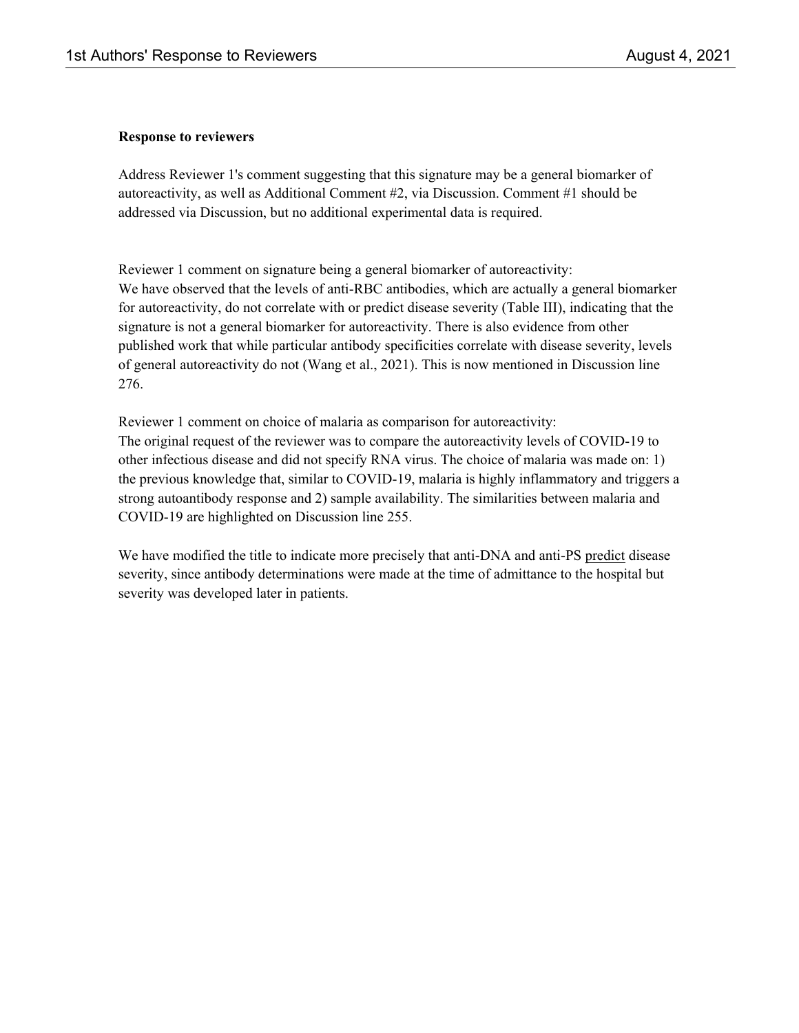**Response to reviewers**

Address Reviewer 1's comment suggesting that this signature may be a general biomarker of autoreactivity, as well as Additional Comment #2, via Discussion. Comment #1 should be addressed via Discussion, but no additional experimental data is required.

Reviewer 1 comment on signature being a general biomarker of autoreactivity:
We have observed that the levels of anti-RBC antibodies, which are actually a general biomarker for autoreactivity, do not correlate with or predict disease severity (Table III), indicating that the signature is not a general biomarker for autoreactivity. There is also evidence from other published work that while particular antibody specificities correlate with disease severity, levels of general autoreactivity do not (Wang et al., 2021). This is now mentioned in Discussion line 276.

Reviewer 1 comment on choice of malaria as comparison for autoreactivity:
The original request of the reviewer was to compare the autoreactivity levels of COVID-19 to other infectious disease and did not specify RNA virus. The choice of malaria was made on: 1) the previous knowledge that, similar to COVID-19, malaria is highly inflammatory and triggers a strong autoantibody response and 2) sample availability. The similarities between malaria and COVID-19 are highlighted on Discussion line 255.

We have modified the title to indicate more precisely that anti-DNA and anti-PS <u>predict</u> disease severity, since antibody determinations were made at the time of admittance to the hospital but severity was developed later in patients.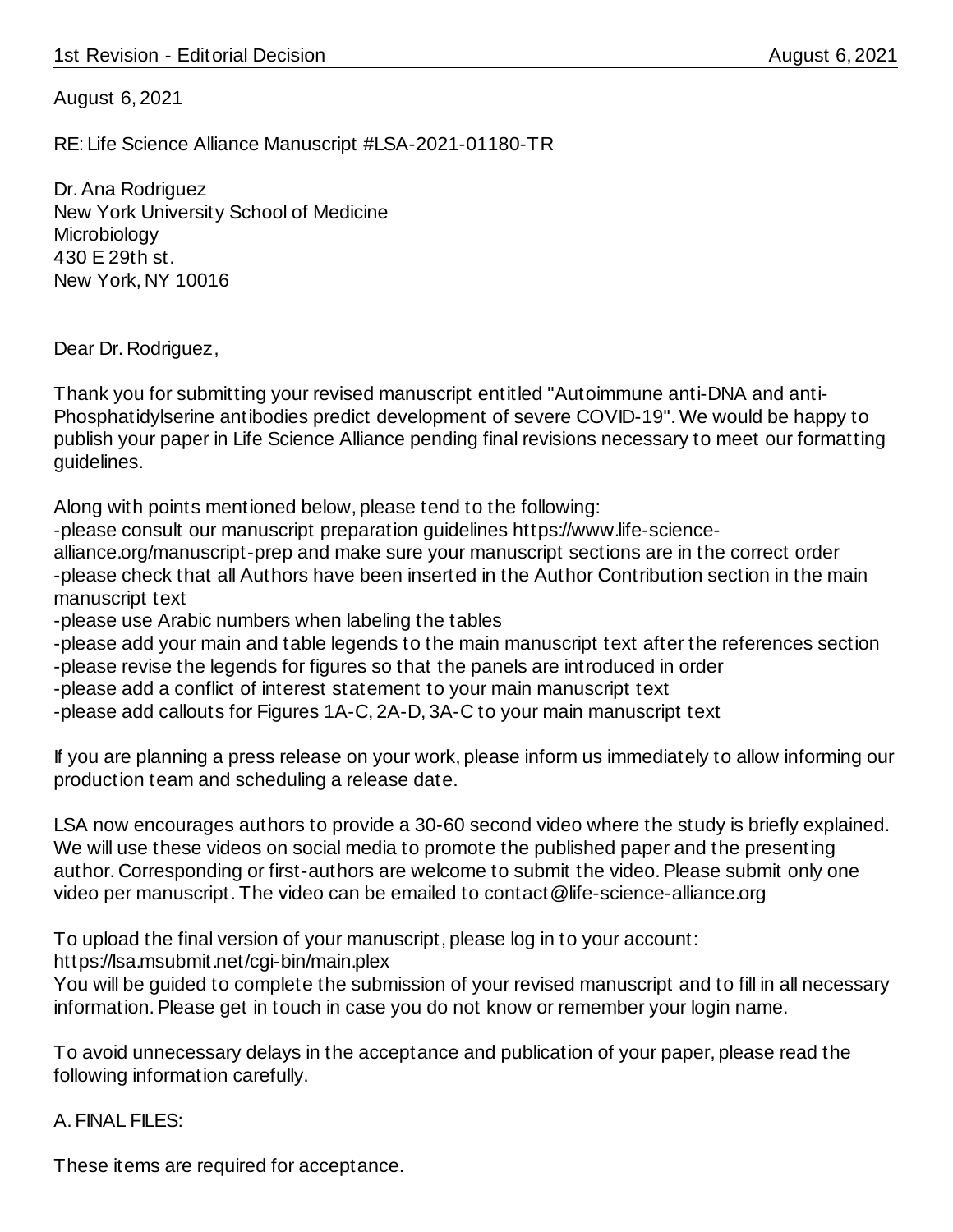August 6, 2021

RE: Life Science Alliance Manuscript #LSA-2021-01180-TR

Dr. Ana Rodriguez
New York University School of Medicine
Microbiology
430 E 29th st.
New York, NY 10016

Dear Dr. Rodriguez,

Thank you for submitting your revised manuscript entitled "Autoimmune anti-DNA and anti-Phosphatidylserine antibodies predict development of severe COVID-19". We would be happy to publish your paper in Life Science Alliance pending final revisions necessary to meet our formatting guidelines.

Along with points mentioned below, please tend to the following:
-please consult our manuscript preparation guidelines https://www.life-science-alliance.org/manuscript-prep and make sure your manuscript sections are in the correct order
-please check that all Authors have been inserted in the Author Contribution section in the main manuscript text
-please use Arabic numbers when labeling the tables
-please add your main and table legends to the main manuscript text after the references section
-please revise the legends for figures so that the panels are introduced in order
-please add a conflict of interest statement to your main manuscript text
-please add callouts for Figures 1A-C, 2A-D, 3A-C to your main manuscript text

If you are planning a press release on your work, please inform us immediately to allow informing our production team and scheduling a release date.

LSA now encourages authors to provide a 30-60 second video where the study is briefly explained. We will use these videos on social media to promote the published paper and the presenting author. Corresponding or first-authors are welcome to submit the video. Please submit only one video per manuscript. The video can be emailed to contact@life-science-alliance.org

To upload the final version of your manuscript, please log in to your account:
https://lsa.msubmit.net/cgi-bin/main.plex
You will be guided to complete the submission of your revised manuscript and to fill in all necessary information. Please get in touch in case you do not know or remember your login name.

To avoid unnecessary delays in the acceptance and publication of your paper, please read the following information carefully.

A. FINAL FILES:

These items are required for acceptance.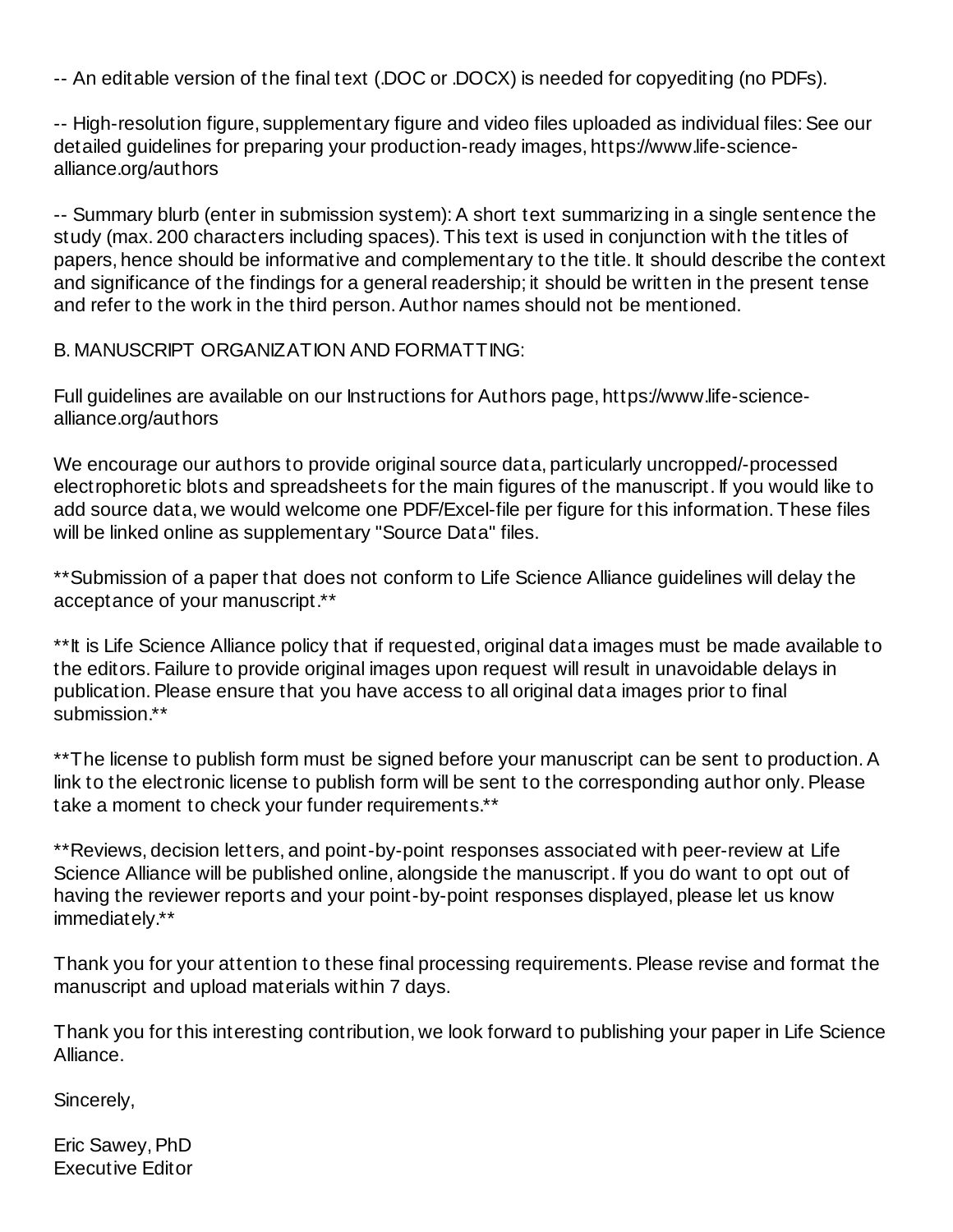-- An editable version of the final text (.DOC or .DOCX) is needed for copyediting (no PDFs).

-- High-resolution figure, supplementary figure and video files uploaded as individual files: See our detailed guidelines for preparing your production-ready images, https://www.life-science-alliance.org/authors

-- Summary blurb (enter in submission system): A short text summarizing in a single sentence the study (max. 200 characters including spaces). This text is used in conjunction with the titles of papers, hence should be informative and complementary to the title. It should describe the context and significance of the findings for a general readership; it should be written in the present tense and refer to the work in the third person. Author names should not be mentioned.

B. MANUSCRIPT ORGANIZATION AND FORMATTING:

Full guidelines are available on our Instructions for Authors page, https://www.life-science-alliance.org/authors

We encourage our authors to provide original source data, particularly uncropped/-processed electrophoretic blots and spreadsheets for the main figures of the manuscript. If you would like to add source data, we would welcome one PDF/Excel-file per figure for this information. These files will be linked online as supplementary "Source Data" files.

**Submission of a paper that does not conform to Life Science Alliance guidelines will delay the acceptance of your manuscript.**

**It is Life Science Alliance policy that if requested, original data images must be made available to the editors. Failure to provide original images upon request will result in unavoidable delays in publication. Please ensure that you have access to all original data images prior to final submission.**

**The license to publish form must be signed before your manuscript can be sent to production. A link to the electronic license to publish form will be sent to the corresponding author only. Please take a moment to check your funder requirements.**

**Reviews, decision letters, and point-by-point responses associated with peer-review at Life Science Alliance will be published online, alongside the manuscript. If you do want to opt out of having the reviewer reports and your point-by-point responses displayed, please let us know immediately.**

Thank you for your attention to these final processing requirements. Please revise and format the manuscript and upload materials within 7 days.

Thank you for this interesting contribution, we look forward to publishing your paper in Life Science Alliance.

Sincerely,

Eric Sawey, PhD
Executive Editor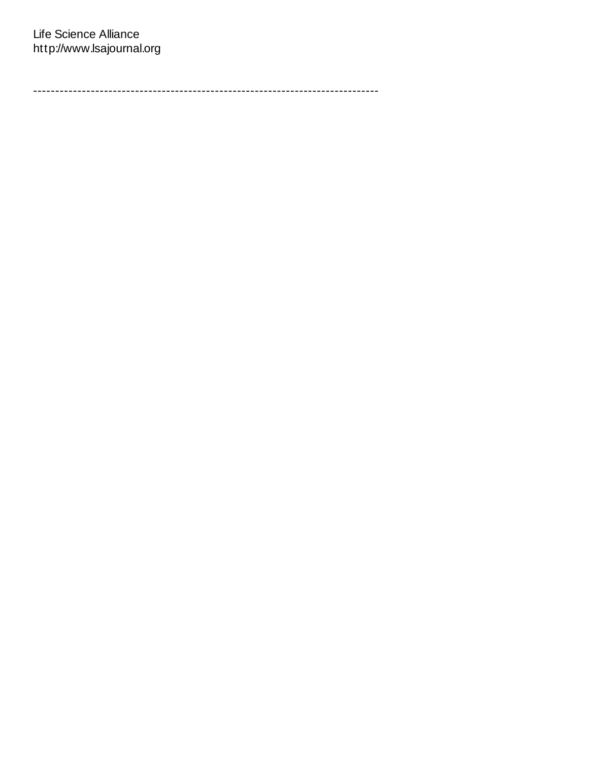Life Science Alliance
http://www.lsajournal.org

---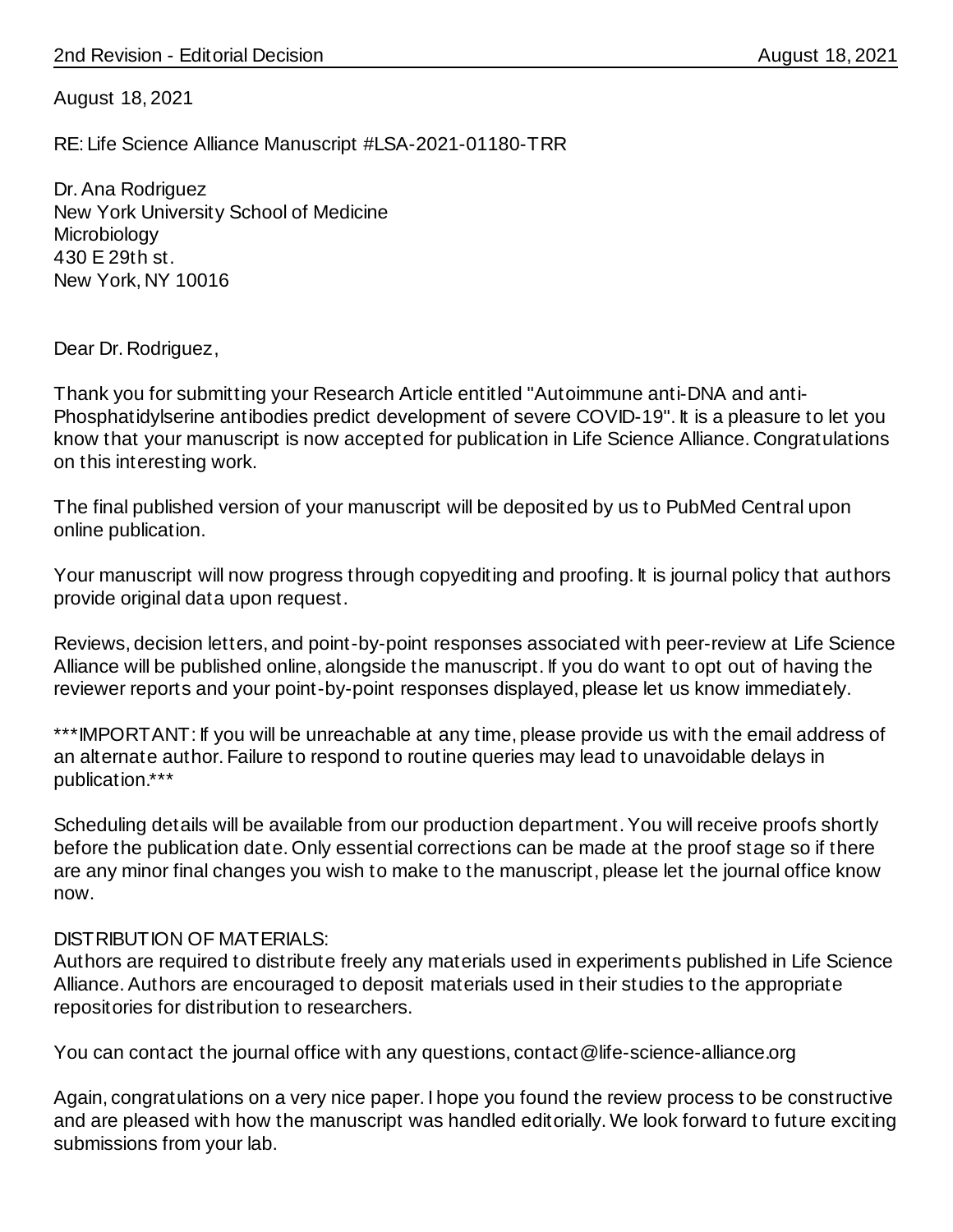August 18, 2021

RE: Life Science Alliance Manuscript #LSA-2021-01180-TRR

Dr. Ana Rodriguez
New York University School of Medicine
Microbiology
430 E 29th st.
New York, NY 10016

Dear Dr. Rodriguez,

Thank you for submitting your Research Article entitled "Autoimmune anti-DNA and anti-Phosphatidylserine antibodies predict development of severe COVID-19". It is a pleasure to let you know that your manuscript is now accepted for publication in Life Science Alliance. Congratulations on this interesting work.

The final published version of your manuscript will be deposited by us to PubMed Central upon online publication.

Your manuscript will now progress through copyediting and proofing. It is journal policy that authors provide original data upon request.

Reviews, decision letters, and point-by-point responses associated with peer-review at Life Science Alliance will be published online, alongside the manuscript. If you do want to opt out of having the reviewer reports and your point-by-point responses displayed, please let us know immediately.

***IMPORTANT: If you will be unreachable at any time, please provide us with the email address of an alternate author. Failure to respond to routine queries may lead to unavoidable delays in publication.***

Scheduling details will be available from our production department. You will receive proofs shortly before the publication date. Only essential corrections can be made at the proof stage so if there are any minor final changes you wish to make to the manuscript, please let the journal office know now.

DISTRIBUTION OF MATERIALS:
Authors are required to distribute freely any materials used in experiments published in Life Science Alliance. Authors are encouraged to deposit materials used in their studies to the appropriate repositories for distribution to researchers.

You can contact the journal office with any questions, contact@life-science-alliance.org

Again, congratulations on a very nice paper. I hope you found the review process to be constructive and are pleased with how the manuscript was handled editorially. We look forward to future exciting submissions from your lab.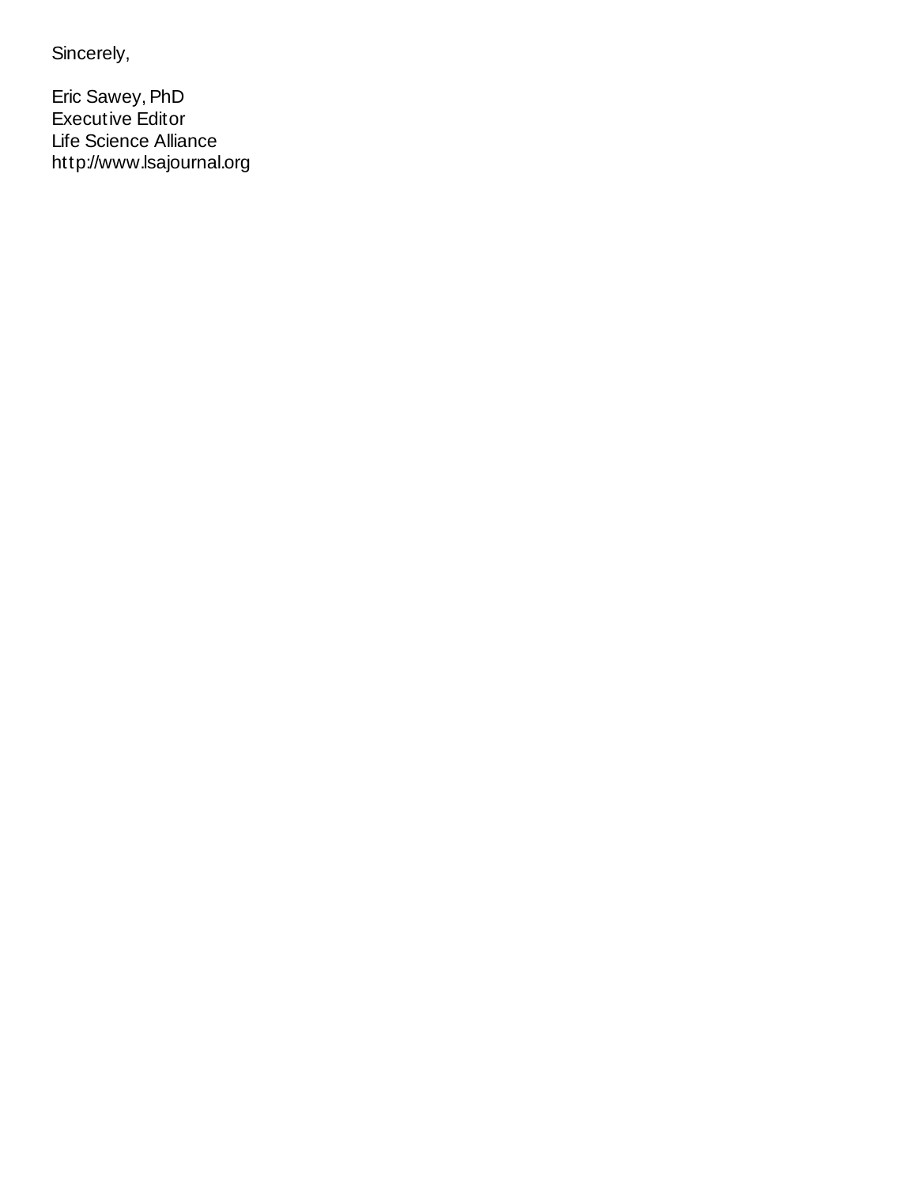Sincerely,

Eric Sawey, PhD
Executive Editor
Life Science Alliance
http://www.lsajournal.org